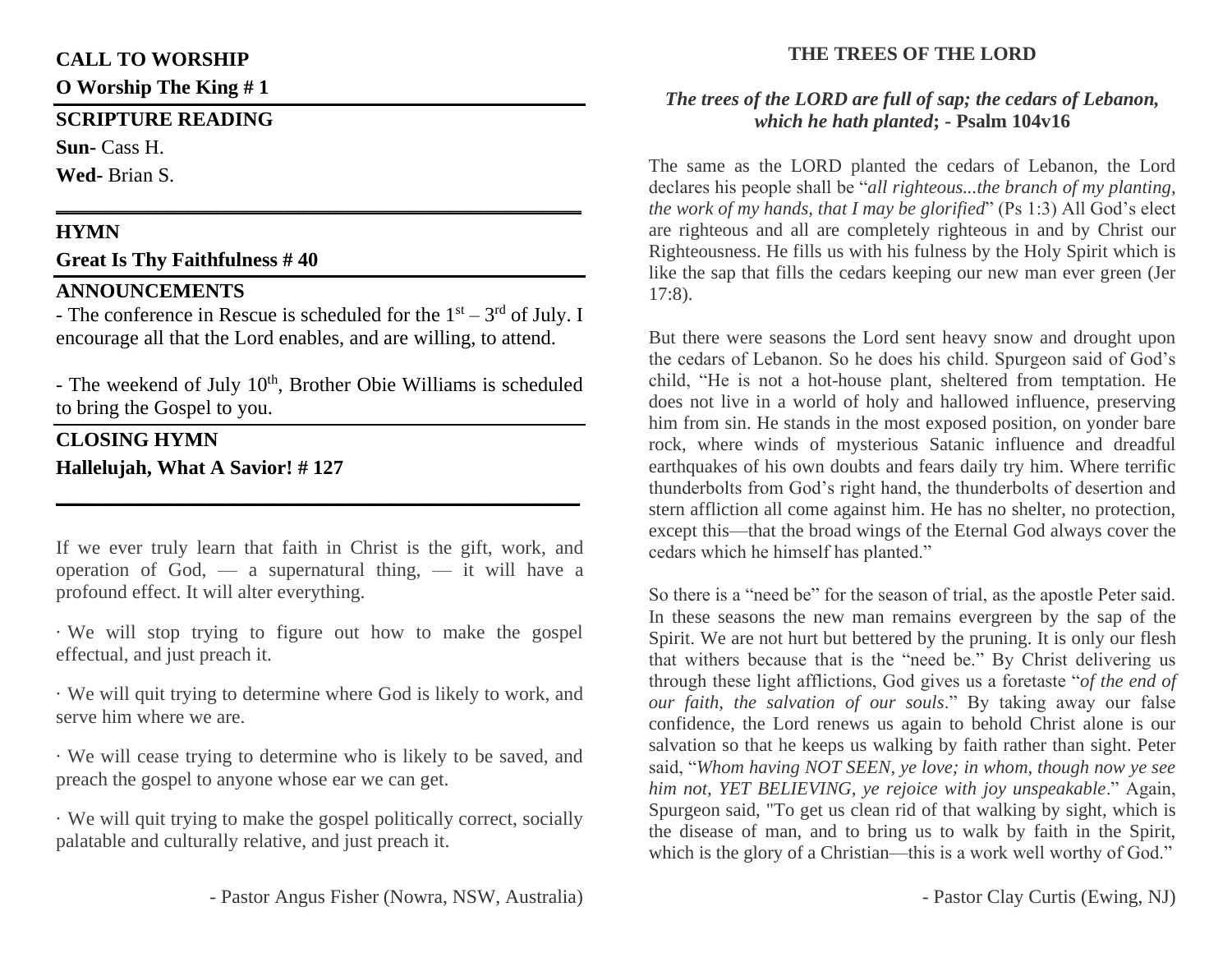**CALL TO WORSHIP**

**O Worship The King # 1**

---

**SCRIPTURE READING**

**Sun-** Cass H.

**Wed-** Brian S.

---

**HYMN**

**Great Is Thy Faithfulness # 40**

---

**ANNOUNCEMENTS**

- The conference in Rescue is scheduled for the 1st – 3rd of July. I encourage all that the Lord enables, and are willing, to attend.

- The weekend of July 10th, Brother Obie Williams is scheduled to bring the Gospel to you.

---

**CLOSING HYMN**

**Hallelujah, What A Savior! # 127**

---

If we ever truly learn that faith in Christ is the gift, work, and operation of God, — a supernatural thing, — it will have a profound effect. It will alter everything.

· We will stop trying to figure out how to make the gospel effectual, and just preach it.

· We will quit trying to determine where God is likely to work, and serve him where we are.

· We will cease trying to determine who is likely to be saved, and preach the gospel to anyone whose ear we can get.

· We will quit trying to make the gospel politically correct, socially palatable and culturally relative, and just preach it.

- Pastor Angus Fisher (Nowra, NSW, Australia)

## THE TREES OF THE LORD

***The trees of the LORD are full of sap; the cedars of Lebanon, which he hath planted*; - Psalm 104v16**

The same as the LORD planted the cedars of Lebanon, the Lord declares his people shall be "*all righteous...the branch of my planting, the work of my hands, that I may be glorified*" (Ps 1:3) All God's elect are righteous and all are completely righteous in and by Christ our Righteousness. He fills us with his fulness by the Holy Spirit which is like the sap that fills the cedars keeping our new man ever green (Jer 17:8).

But there were seasons the Lord sent heavy snow and drought upon the cedars of Lebanon. So he does his child. Spurgeon said of God's child, "He is not a hot-house plant, sheltered from temptation. He does not live in a world of holy and hallowed influence, preserving him from sin. He stands in the most exposed position, on yonder bare rock, where winds of mysterious Satanic influence and dreadful earthquakes of his own doubts and fears daily try him. Where terrific thunderbolts from God's right hand, the thunderbolts of desertion and stern affliction all come against him. He has no shelter, no protection, except this—that the broad wings of the Eternal God always cover the cedars which he himself has planted."

So there is a "need be" for the season of trial, as the apostle Peter said. In these seasons the new man remains evergreen by the sap of the Spirit. We are not hurt but bettered by the pruning. It is only our flesh that withers because that is the "need be." By Christ delivering us through these light afflictions, God gives us a foretaste "*of the end of our faith, the salvation of our souls*." By taking away our false confidence, the Lord renews us again to behold Christ alone is our salvation so that he keeps us walking by faith rather than sight. Peter said, "*Whom having NOT SEEN, ye love; in whom, though now ye see him not, YET BELIEVING, ye rejoice with joy unspeakable*." Again, Spurgeon said, "To get us clean rid of that walking by sight, which is the disease of man, and to bring us to walk by faith in the Spirit, which is the glory of a Christian—this is a work well worthy of God."

- Pastor Clay Curtis (Ewing, NJ)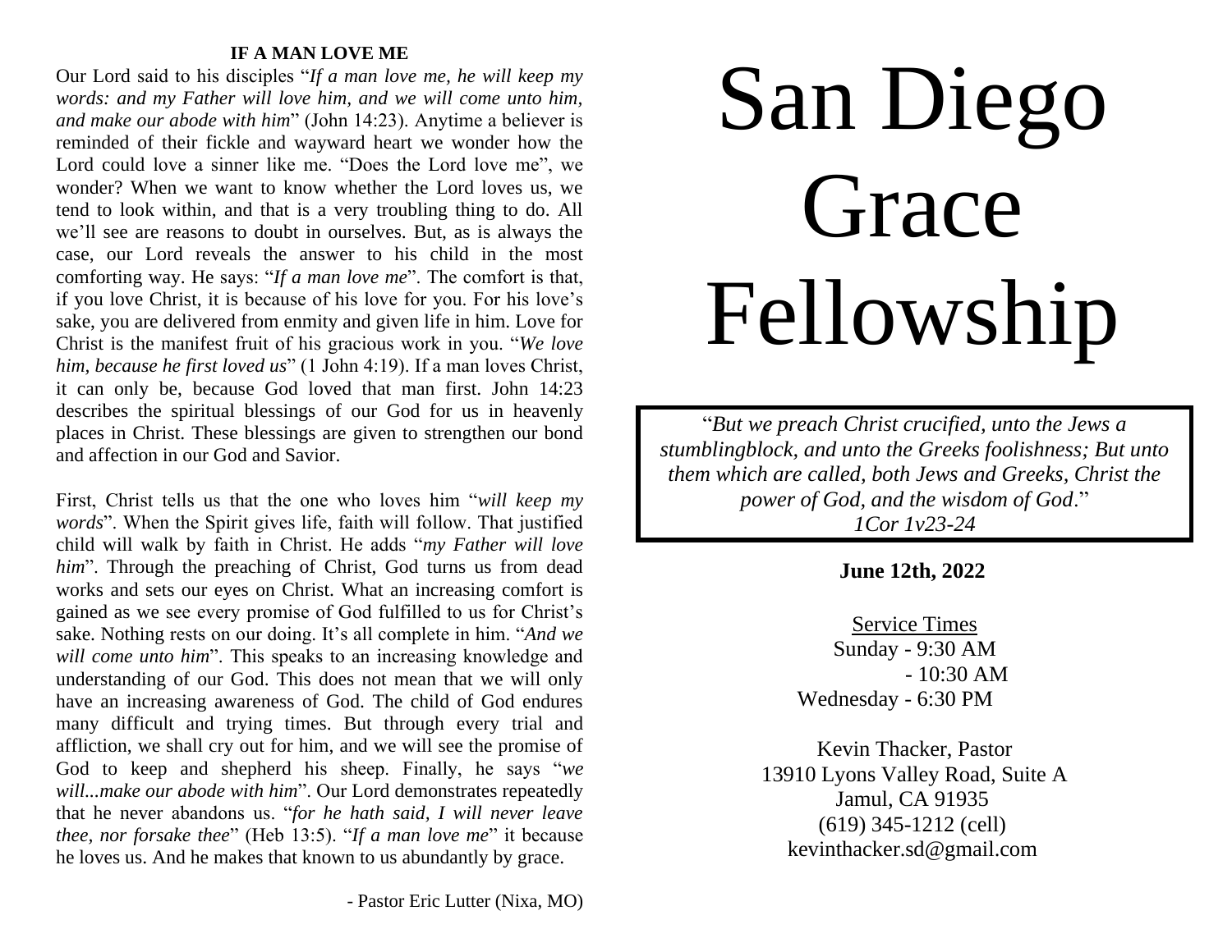**IF A MAN LOVE ME**

Our Lord said to his disciples "*If a man love me, he will keep my words: and my Father will love him, and we will come unto him, and make our abode with him*" (John 14:23). Anytime a believer is reminded of their fickle and wayward heart we wonder how the Lord could love a sinner like me. "Does the Lord love me", we wonder? When we want to know whether the Lord loves us, we tend to look within, and that is a very troubling thing to do. All we'll see are reasons to doubt in ourselves. But, as is always the case, our Lord reveals the answer to his child in the most comforting way. He says: "*If a man love me*". The comfort is that, if you love Christ, it is because of his love for you. For his love's sake, you are delivered from enmity and given life in him. Love for Christ is the manifest fruit of his gracious work in you. "*We love him, because he first loved us*" (1 John 4:19). If a man loves Christ, it can only be, because God loved that man first. John 14:23 describes the spiritual blessings of our God for us in heavenly places in Christ. These blessings are given to strengthen our bond and affection in our God and Savior.

First, Christ tells us that the one who loves him "*will keep my words*". When the Spirit gives life, faith will follow. That justified child will walk by faith in Christ. He adds "*my Father will love him*". Through the preaching of Christ, God turns us from dead works and sets our eyes on Christ. What an increasing comfort is gained as we see every promise of God fulfilled to us for Christ's sake. Nothing rests on our doing. It's all complete in him. "*And we will come unto him*". This speaks to an increasing knowledge and understanding of our God. This does not mean that we will only have an increasing awareness of God. The child of God endures many difficult and trying times. But through every trial and affliction, we shall cry out for him, and we will see the promise of God to keep and shepherd his sheep. Finally, he says "*we will...make our abode with him*". Our Lord demonstrates repeatedly that he never abandons us. "*for he hath said, I will never leave thee, nor forsake thee*" (Heb 13:5). "*If a man love me*" it because he loves us. And he makes that known to us abundantly by grace.

- Pastor Eric Lutter (Nixa, MO)

# San Diego Grace Fellowship

"*But we preach Christ crucified, unto the Jews a stumblingblock, and unto the Greeks foolishness; But unto them which are called, both Jews and Greeks, Christ the power of God, and the wisdom of God*."
*1Cor 1v23-24*

**June 12th, 2022**

Service Times
Sunday - 9:30 AM
- 10:30 AM
Wednesday - 6:30 PM

Kevin Thacker, Pastor
13910 Lyons Valley Road, Suite A
Jamul, CA 91935
(619) 345-1212 (cell)
kevinthacker.sd@gmail.com